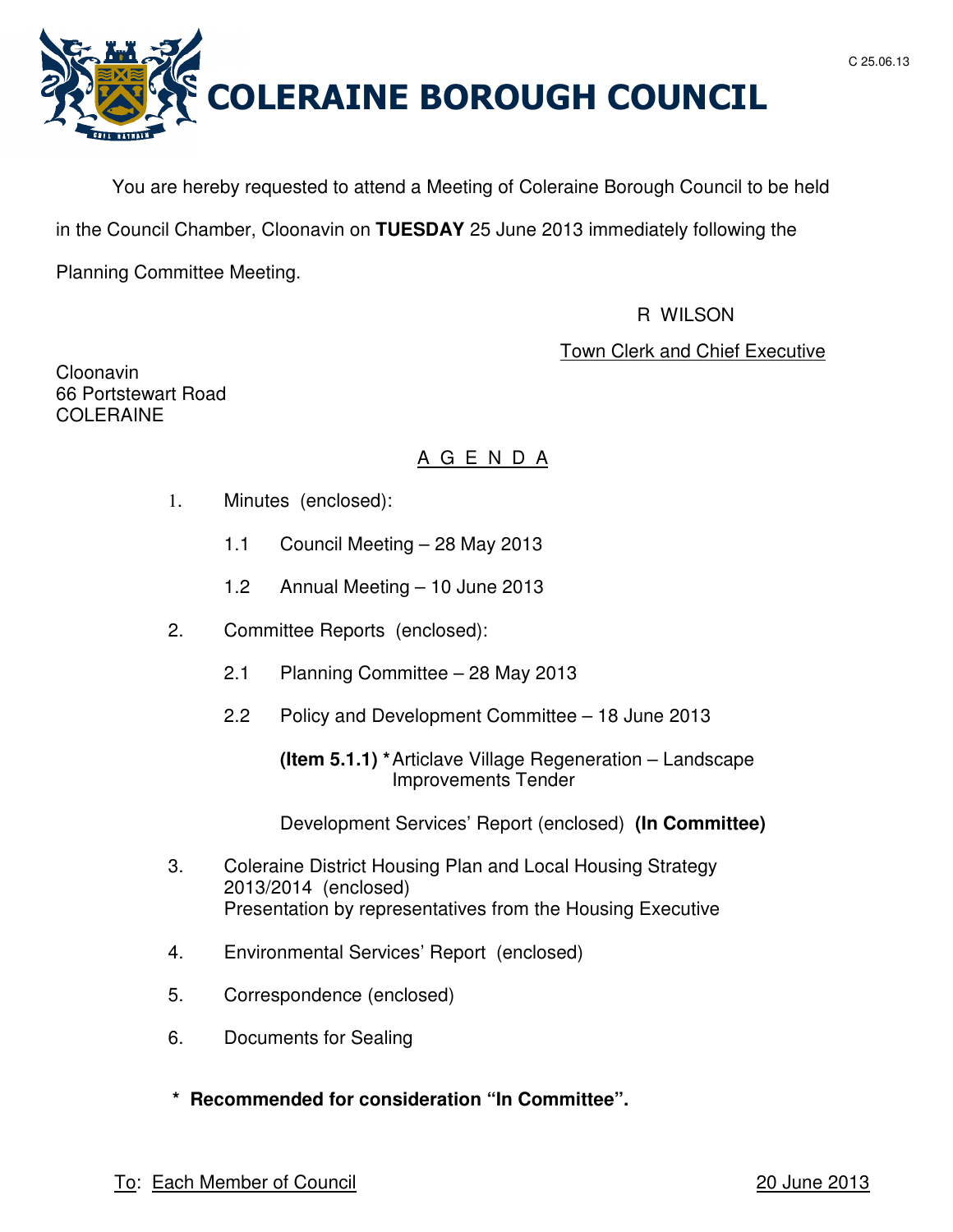C 25.06.13

# COLERAINE BOROUGH COUNCIL

You are hereby requested to attend a Meeting of Coleraine Borough Council to be held in the Council Chamber, Cloonavin on **TUESDAY** 25 June 2013 immediately following the Planning Committee Meeting.

R WILSON

Town Clerk and Chief Executive

Cloonavin
66 Portstewart Road
COLERAINE

## A G E N D A

1. Minutes (enclosed):

   1.1 Council Meeting – 28 May 2013

   1.2 Annual Meeting – 10 June 2013

2. Committee Reports (enclosed):

   2.1 Planning Committee – 28 May 2013

   2.2 Policy and Development Committee – 18 June 2013

   **(Item 5.1.1)** * Articlave Village Regeneration – Landscape Improvements Tender

   Development Services' Report (enclosed) **(In Committee)**

3. Coleraine District Housing Plan and Local Housing Strategy 2013/2014 (enclosed)
   Presentation by representatives from the Housing Executive

4. Environmental Services' Report (enclosed)

5. Correspondence (enclosed)

6. Documents for Sealing

**\* Recommended for consideration "In Committee".**

To: Each Member of Council

20 June 2013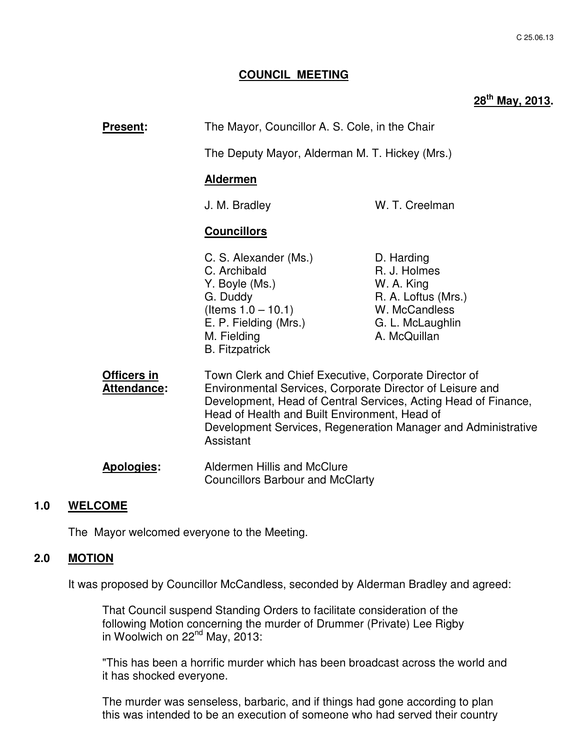C 25.06.13

# COUNCIL MEETING

**28th May, 2013.**

**Present:** The Mayor, Councillor A. S. Cole, in the Chair

The Deputy Mayor, Alderman M. T. Hickey (Mrs.)

**Aldermen**

J. M. Bradley
W. T. Creelman

**Councillors**

C. S. Alexander (Ms.)
C. Archibald
Y. Boyle (Ms.)
G. Duddy (Items 1.0 – 10.1)
E. P. Fielding (Mrs.)
M. Fielding
B. Fitzpatrick
D. Harding
R. J. Holmes
W. A. King
R. A. Loftus (Mrs.)
W. McCandless
G. L. McLaughlin
A. McQuillan

**Officers in Attendance:** Town Clerk and Chief Executive, Corporate Director of Environmental Services, Corporate Director of Leisure and Development, Head of Central Services, Acting Head of Finance, Head of Health and Built Environment, Head of Development Services, Regeneration Manager and Administrative Assistant

**Apologies:** Aldermen Hillis and McClure
Councillors Barbour and McClarty

## 1.0 WELCOME

The Mayor welcomed everyone to the Meeting.

## 2.0 MOTION

It was proposed by Councillor McCandless, seconded by Alderman Bradley and agreed:

> That Council suspend Standing Orders to facilitate consideration of the following Motion concerning the murder of Drummer (Private) Lee Rigby in Woolwich on 22nd May, 2013:
>
> "This has been a horrific murder which has been broadcast across the world and it has shocked everyone.
>
> The murder was senseless, barbaric, and if things had gone according to plan this was intended to be an execution of someone who had served their country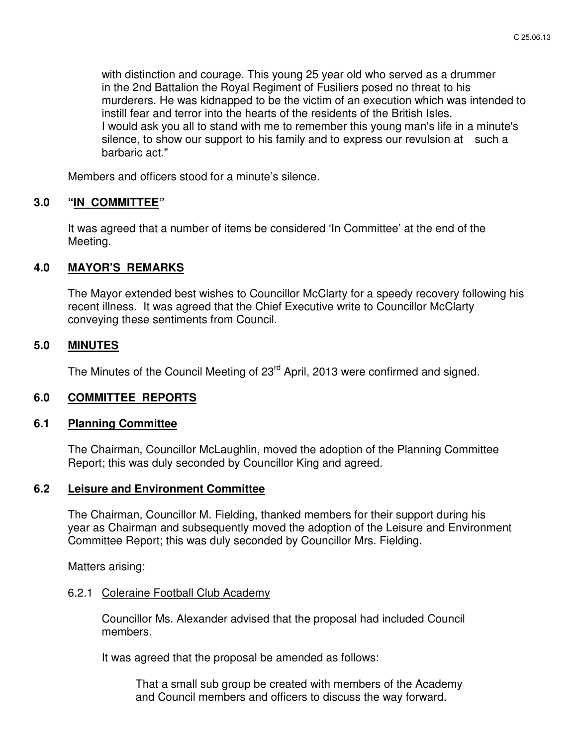with distinction and courage. This young 25 year old who served as a drummer in the 2nd Battalion the Royal Regiment of Fusiliers posed no threat to his murderers. He was kidnapped to be the victim of an execution which was intended to instill fear and terror into the hearts of the residents of the British Isles. I would ask you all to stand with me to remember this young man's life in a minute's silence, to show our support to his family and to express our revulsion at such a barbaric act."

Members and officers stood for a minute's silence.

## 3.0 "IN COMMITTEE"

It was agreed that a number of items be considered 'In Committee' at the end of the Meeting.

## 4.0 MAYOR'S REMARKS

The Mayor extended best wishes to Councillor McClarty for a speedy recovery following his recent illness. It was agreed that the Chief Executive write to Councillor McClarty conveying these sentiments from Council.

## 5.0 MINUTES

The Minutes of the Council Meeting of 23rd April, 2013 were confirmed and signed.

## 6.0 COMMITTEE REPORTS

### 6.1 Planning Committee

The Chairman, Councillor McLaughlin, moved the adoption of the Planning Committee Report; this was duly seconded by Councillor King and agreed.

### 6.2 Leisure and Environment Committee

The Chairman, Councillor M. Fielding, thanked members for their support during his year as Chairman and subsequently moved the adoption of the Leisure and Environment Committee Report; this was duly seconded by Councillor Mrs. Fielding.

Matters arising:

6.2.1 Coleraine Football Club Academy

Councillor Ms. Alexander advised that the proposal had included Council members.

It was agreed that the proposal be amended as follows:

> That a small sub group be created with members of the Academy and Council members and officers to discuss the way forward.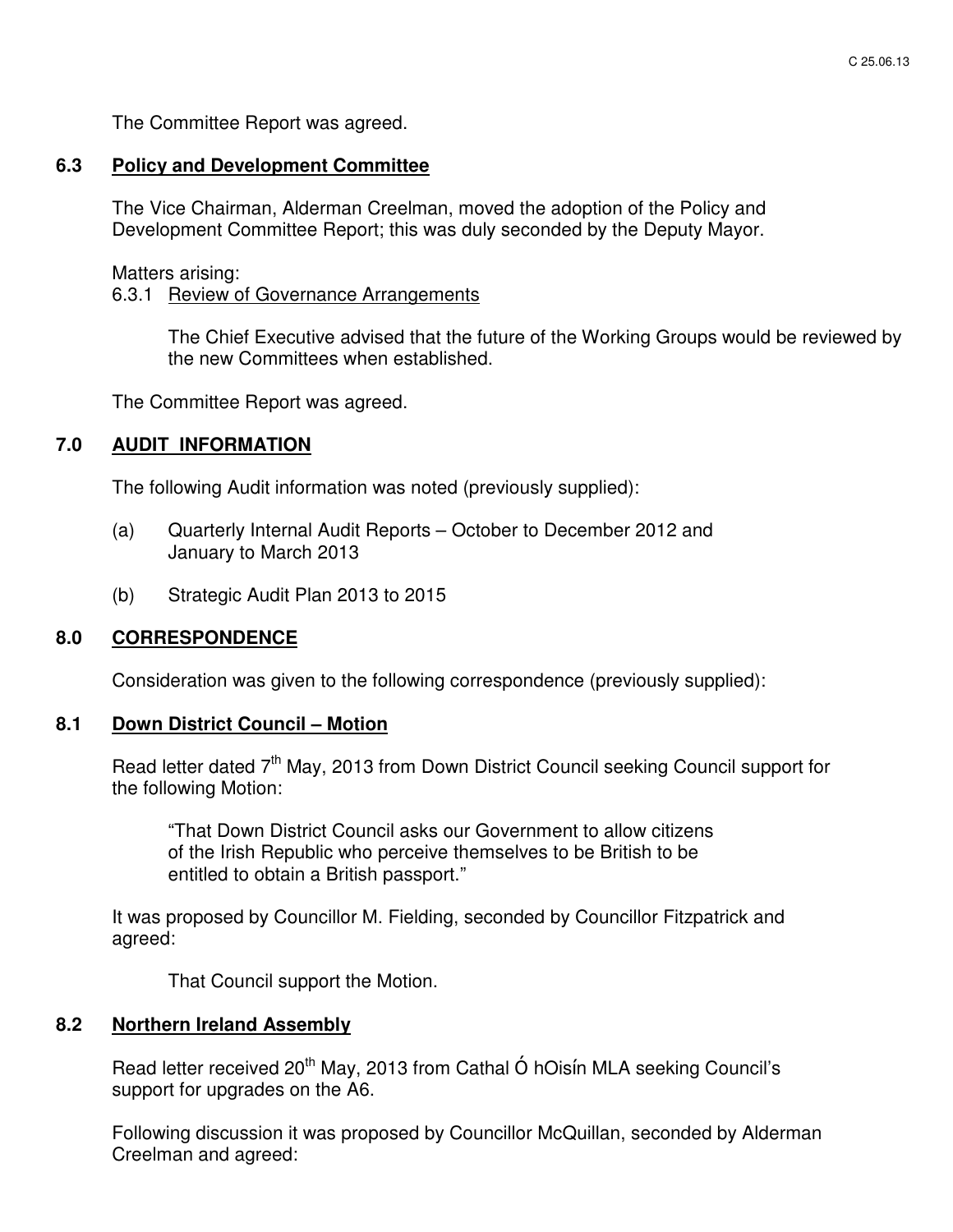The Committee Report was agreed.

## 6.3 Policy and Development Committee

The Vice Chairman, Alderman Creelman, moved the adoption of the Policy and Development Committee Report; this was duly seconded by the Deputy Mayor.

Matters arising:

6.3.1 Review of Governance Arrangements

The Chief Executive advised that the future of the Working Groups would be reviewed by the new Committees when established.

The Committee Report was agreed.

## 7.0 AUDIT INFORMATION

The following Audit information was noted (previously supplied):

(a) Quarterly Internal Audit Reports – October to December 2012 and January to March 2013

(b) Strategic Audit Plan 2013 to 2015

## 8.0 CORRESPONDENCE

Consideration was given to the following correspondence (previously supplied):

## 8.1 Down District Council – Motion

Read letter dated 7th May, 2013 from Down District Council seeking Council support for the following Motion:

> "That Down District Council asks our Government to allow citizens of the Irish Republic who perceive themselves to be British to be entitled to obtain a British passport."

It was proposed by Councillor M. Fielding, seconded by Councillor Fitzpatrick and agreed:

> That Council support the Motion.

## 8.2 Northern Ireland Assembly

Read letter received 20th May, 2013 from Cathal Ó hOisín MLA seeking Council's support for upgrades on the A6.

Following discussion it was proposed by Councillor McQuillan, seconded by Alderman Creelman and agreed: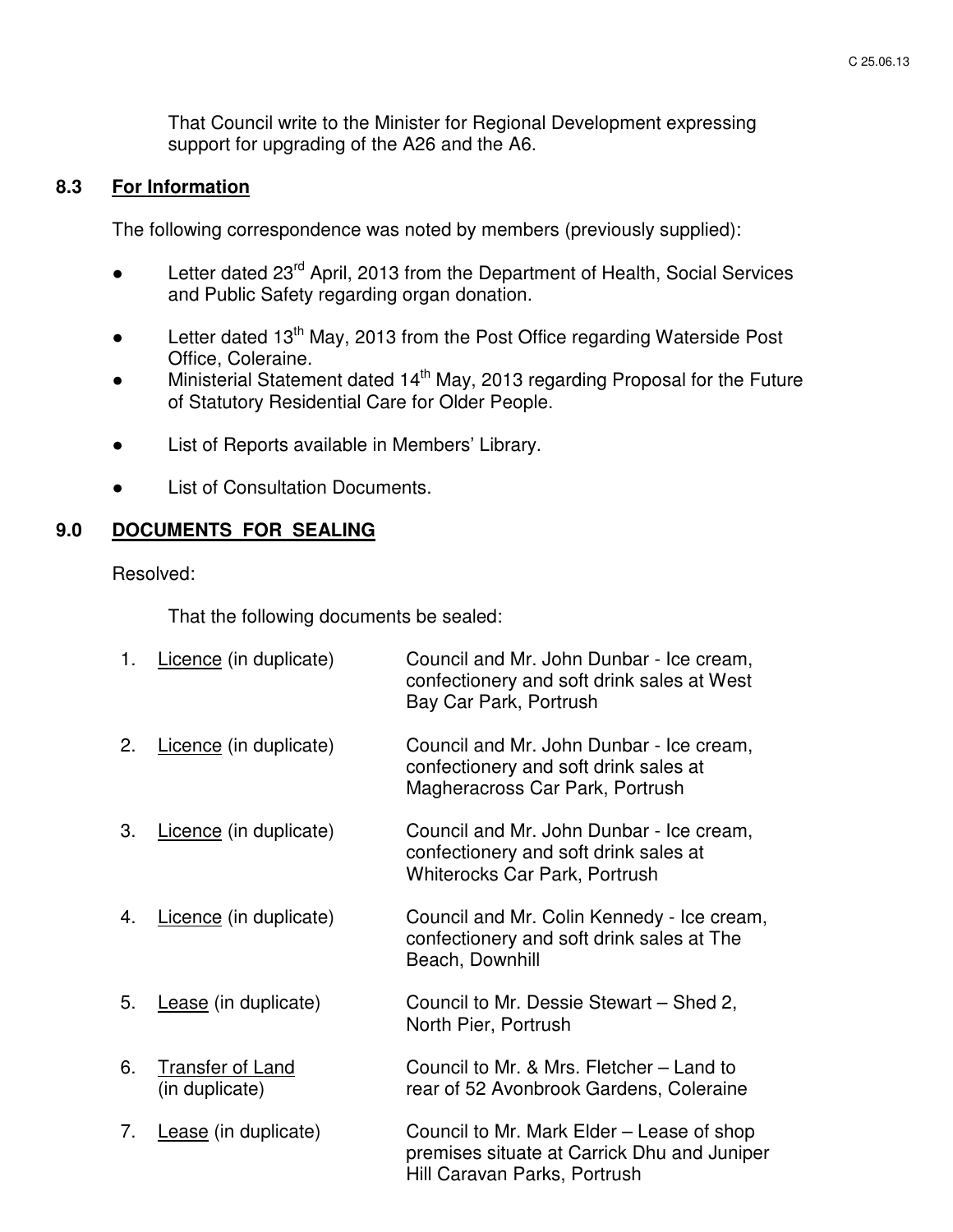That Council write to the Minister for Regional Development expressing support for upgrading of the A26 and the A6.

### 8.3 For Information

The following correspondence was noted by members (previously supplied):

- Letter dated 23rd April, 2013 from the Department of Health, Social Services and Public Safety regarding organ donation.
- Letter dated 13th May, 2013 from the Post Office regarding Waterside Post Office, Coleraine.
- Ministerial Statement dated 14th May, 2013 regarding Proposal for the Future of Statutory Residential Care for Older People.
- List of Reports available in Members' Library.
- List of Consultation Documents.

## 9.0 DOCUMENTS FOR SEALING

Resolved:

That the following documents be sealed:

| | | |
|---|---|---|
| 1. | Licence (in duplicate) | Council and Mr. John Dunbar - Ice cream, confectionery and soft drink sales at West Bay Car Park, Portrush |
| 2. | Licence (in duplicate) | Council and Mr. John Dunbar - Ice cream, confectionery and soft drink sales at Magheracross Car Park, Portrush |
| 3. | Licence (in duplicate) | Council and Mr. John Dunbar - Ice cream, confectionery and soft drink sales at Whiterocks Car Park, Portrush |
| 4. | Licence (in duplicate) | Council and Mr. Colin Kennedy - Ice cream, confectionery and soft drink sales at The Beach, Downhill |
| 5. | Lease (in duplicate) | Council to Mr. Dessie Stewart – Shed 2, North Pier, Portrush |
| 6. | Transfer of Land (in duplicate) | Council to Mr. & Mrs. Fletcher – Land to rear of 52 Avonbrook Gardens, Coleraine |
| 7. | Lease (in duplicate) | Council to Mr. Mark Elder – Lease of shop premises situate at Carrick Dhu and Juniper Hill Caravan Parks, Portrush |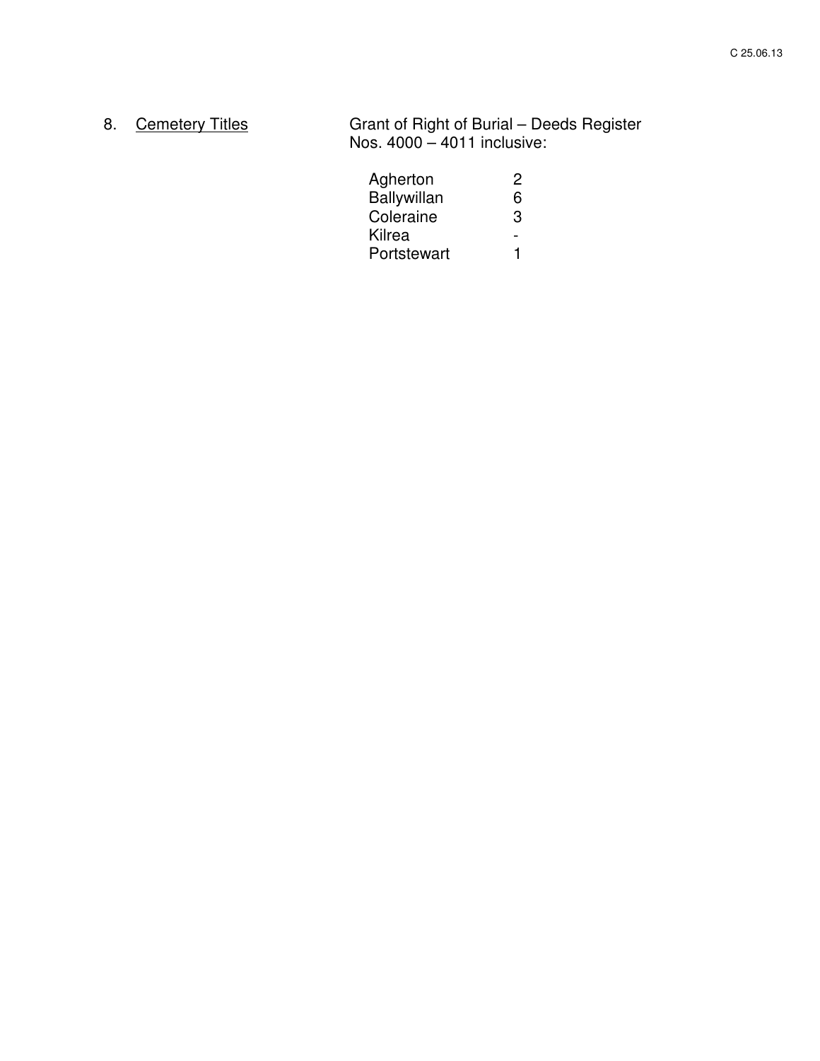8. <u>Cemetery Titles</u>

Grant of Right of Burial – Deeds Register Nos. 4000 – 4011 inclusive:

| | |
|---|---|
| Agherton | 2 |
| Ballywillan | 6 |
| Coleraine | 3 |
| Kilrea | - |
| Portstewart | 1 |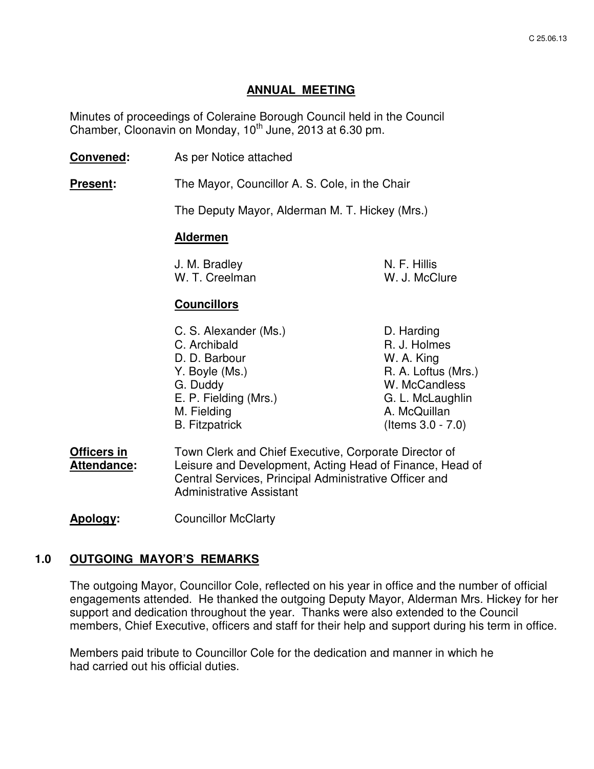## ANNUAL MEETING

Minutes of proceedings of Coleraine Borough Council held in the Council Chamber, Cloonavin on Monday, 10th June, 2013 at 6.30 pm.

**Convened:** As per Notice attached

**Present:** The Mayor, Councillor A. S. Cole, in the Chair

The Deputy Mayor, Alderman M. T. Hickey (Mrs.)

**Aldermen**

J. M. Bradley
W. T. Creelman
N. F. Hillis
W. J. McClure

**Councillors**

C. S. Alexander (Ms.)
C. Archibald
D. D. Barbour
Y. Boyle (Ms.)
G. Duddy
E. P. Fielding (Mrs.)
M. Fielding
B. Fitzpatrick
D. Harding
R. J. Holmes
W. A. King
R. A. Loftus (Mrs.)
W. McCandless
G. L. McLaughlin
A. McQuillan
(Items 3.0 - 7.0)

**Officers in Attendance:** Town Clerk and Chief Executive, Corporate Director of Leisure and Development, Acting Head of Finance, Head of Central Services, Principal Administrative Officer and Administrative Assistant

**Apology:** Councillor McClarty

### 1.0 OUTGOING MAYOR'S REMARKS

The outgoing Mayor, Councillor Cole, reflected on his year in office and the number of official engagements attended. He thanked the outgoing Deputy Mayor, Alderman Mrs. Hickey for her support and dedication throughout the year. Thanks were also extended to the Council members, Chief Executive, officers and staff for their help and support during his term in office.

Members paid tribute to Councillor Cole for the dedication and manner in which he had carried out his official duties.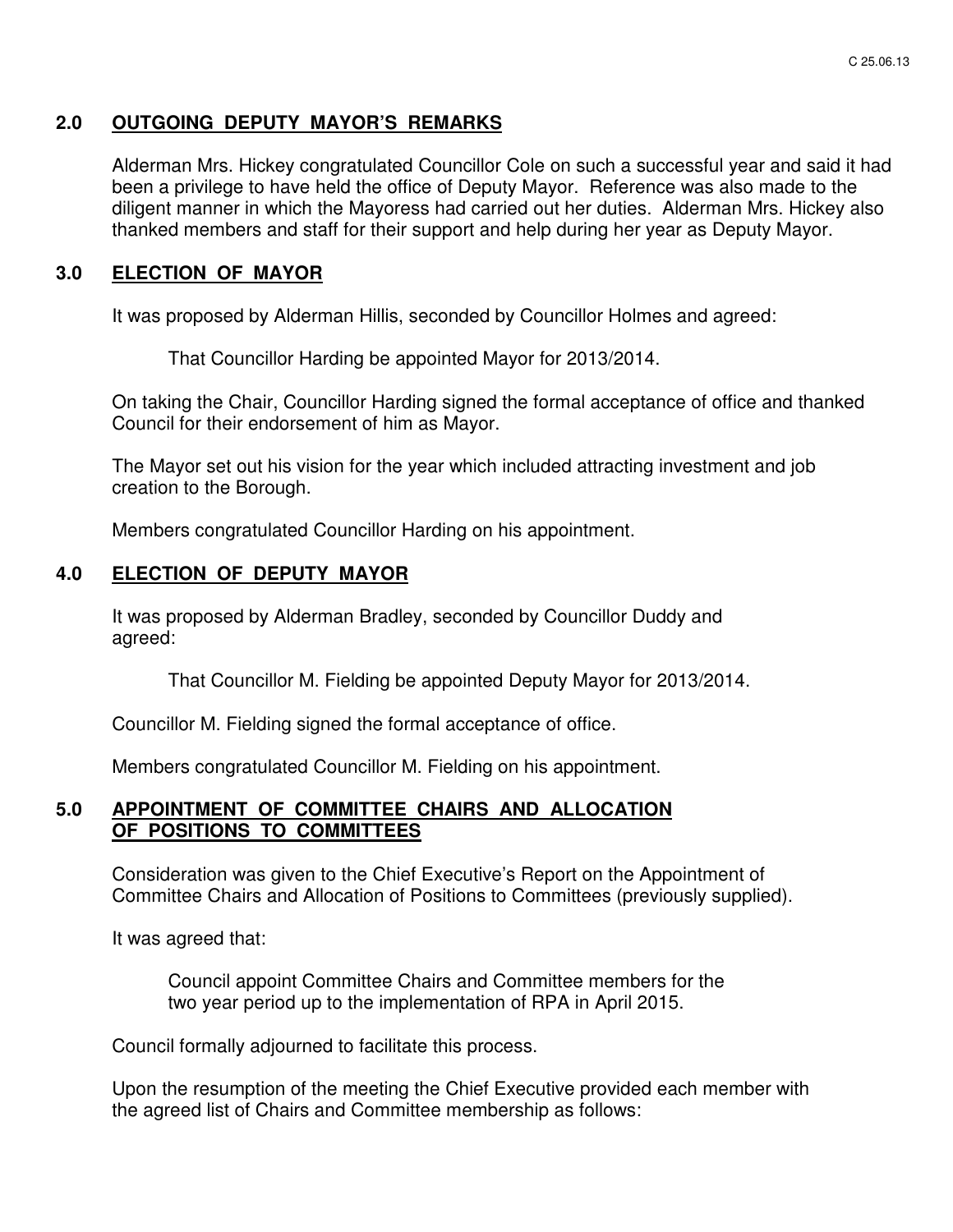## 2.0 OUTGOING DEPUTY MAYOR'S REMARKS

Alderman Mrs. Hickey congratulated Councillor Cole on such a successful year and said it had been a privilege to have held the office of Deputy Mayor. Reference was also made to the diligent manner in which the Mayoress had carried out her duties. Alderman Mrs. Hickey also thanked members and staff for their support and help during her year as Deputy Mayor.

## 3.0 ELECTION OF MAYOR

It was proposed by Alderman Hillis, seconded by Councillor Holmes and agreed:

> That Councillor Harding be appointed Mayor for 2013/2014.

On taking the Chair, Councillor Harding signed the formal acceptance of office and thanked Council for their endorsement of him as Mayor.

The Mayor set out his vision for the year which included attracting investment and job creation to the Borough.

Members congratulated Councillor Harding on his appointment.

## 4.0 ELECTION OF DEPUTY MAYOR

It was proposed by Alderman Bradley, seconded by Councillor Duddy and agreed:

> That Councillor M. Fielding be appointed Deputy Mayor for 2013/2014.

Councillor M. Fielding signed the formal acceptance of office.

Members congratulated Councillor M. Fielding on his appointment.

## 5.0 APPOINTMENT OF COMMITTEE CHAIRS AND ALLOCATION OF POSITIONS TO COMMITTEES

Consideration was given to the Chief Executive's Report on the Appointment of Committee Chairs and Allocation of Positions to Committees (previously supplied).

It was agreed that:

> Council appoint Committee Chairs and Committee members for the two year period up to the implementation of RPA in April 2015.

Council formally adjourned to facilitate this process.

Upon the resumption of the meeting the Chief Executive provided each member with the agreed list of Chairs and Committee membership as follows: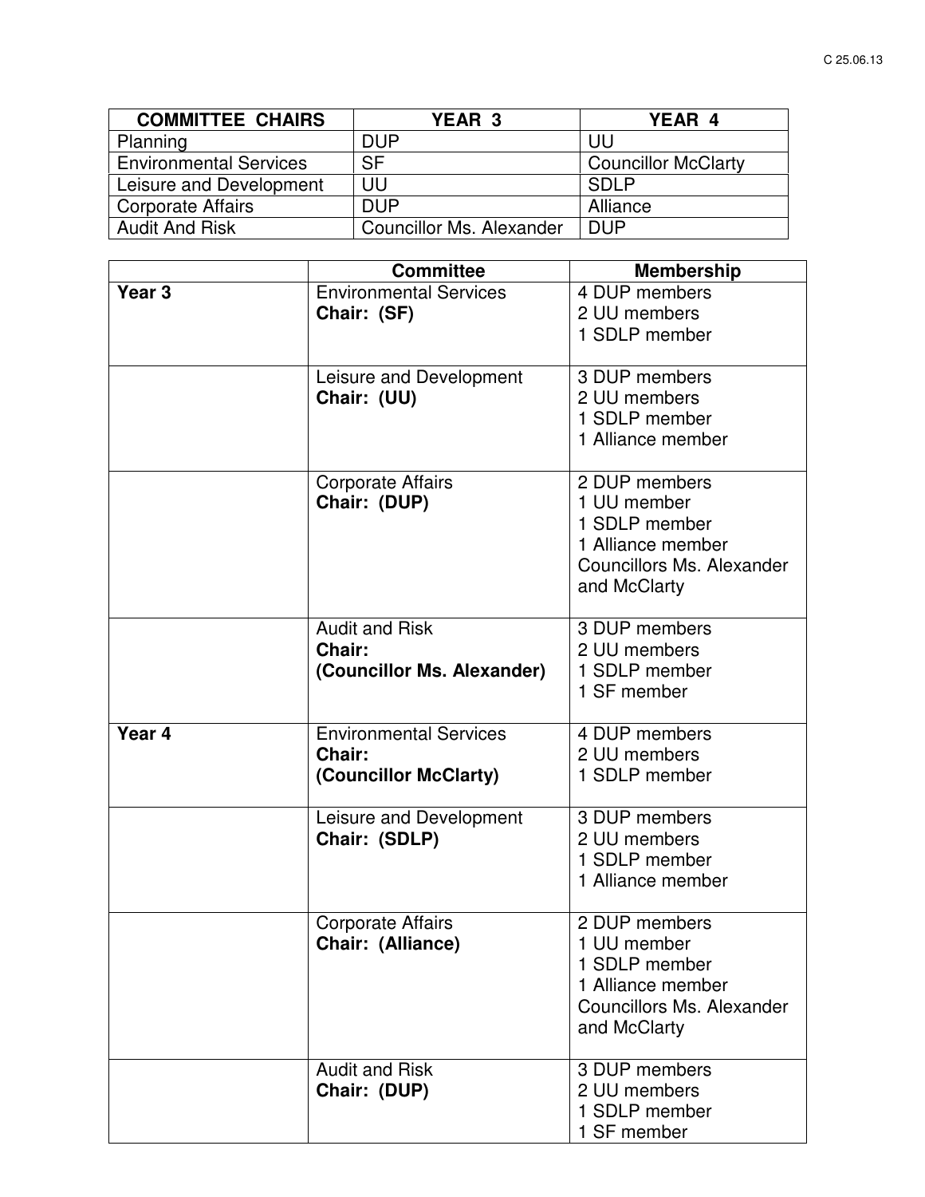C 25.06.13

| COMMITTEE CHAIRS | YEAR 3 | YEAR 4 |
| --- | --- | --- |
| Planning | DUP | UU |
| Environmental Services | SF | Councillor McClarty |
| Leisure and Development | UU | SDLP |
| Corporate Affairs | DUP | Alliance |
| Audit And Risk | Councillor Ms. Alexander | DUP |

| | Committee | Membership |
| --- | --- | --- |
| **Year 3** | Environmental Services<br>**Chair: (SF)** | 4 DUP members<br>2 UU members<br>1 SDLP member |
| | Leisure and Development<br>**Chair: (UU)** | 3 DUP members<br>2 UU members<br>1 SDLP member<br>1 Alliance member |
| | Corporate Affairs<br>**Chair: (DUP)** | 2 DUP members<br>1 UU member<br>1 SDLP member<br>1 Alliance member<br>Councillors Ms. Alexander and McClarty |
| | Audit and Risk<br>**Chair:**<br>**(Councillor Ms. Alexander)** | 3 DUP members<br>2 UU members<br>1 SDLP member<br>1 SF member |
| **Year 4** | Environmental Services<br>**Chair:**<br>**(Councillor McClarty)** | 4 DUP members<br>2 UU members<br>1 SDLP member |
| | Leisure and Development<br>**Chair: (SDLP)** | 3 DUP members<br>2 UU members<br>1 SDLP member<br>1 Alliance member |
| | Corporate Affairs<br>**Chair: (Alliance)** | 2 DUP members<br>1 UU member<br>1 SDLP member<br>1 Alliance member<br>Councillors Ms. Alexander and McClarty |
| | Audit and Risk<br>**Chair: (DUP)** | 3 DUP members<br>2 UU members<br>1 SDLP member<br>1 SF member |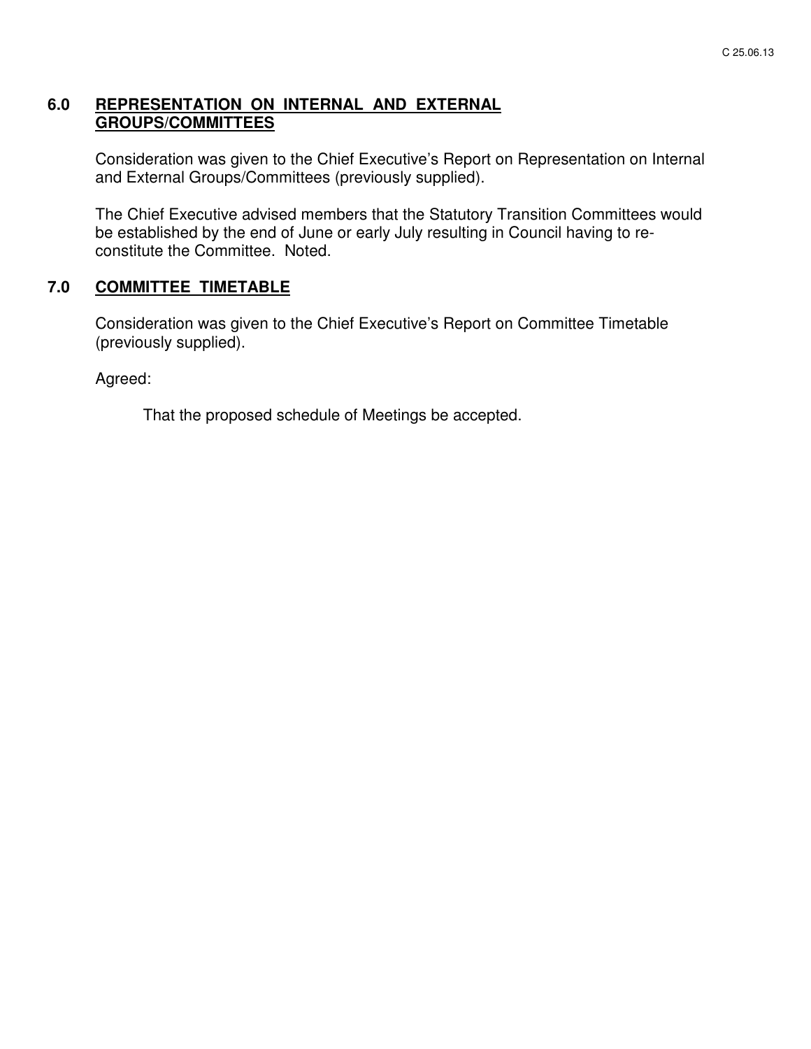## 6.0 REPRESENTATION ON INTERNAL AND EXTERNAL GROUPS/COMMITTEES

Consideration was given to the Chief Executive's Report on Representation on Internal and External Groups/Committees (previously supplied).

The Chief Executive advised members that the Statutory Transition Committees would be established by the end of June or early July resulting in Council having to re-constitute the Committee. Noted.

## 7.0 COMMITTEE TIMETABLE

Consideration was given to the Chief Executive's Report on Committee Timetable (previously supplied).

Agreed:

That the proposed schedule of Meetings be accepted.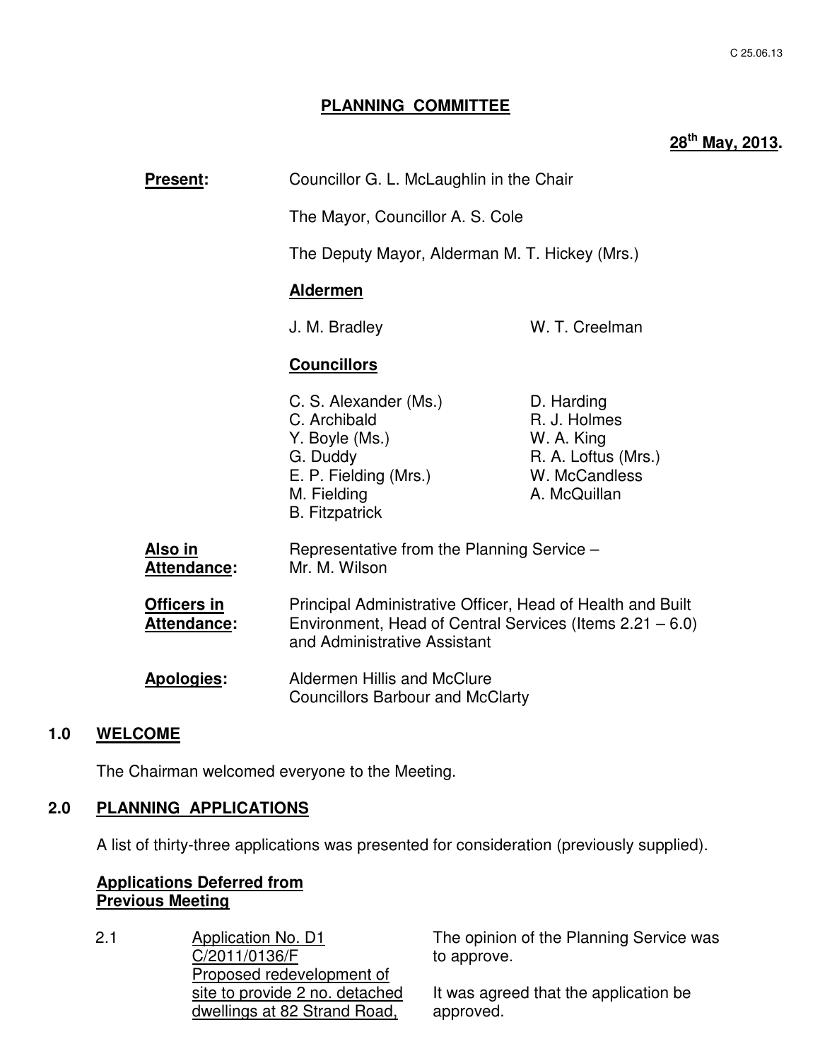C 25.06.13

# PLANNING COMMITTEE

**28th May, 2013.**

**Present:** Councillor G. L. McLaughlin in the Chair

The Mayor, Councillor A. S. Cole

The Deputy Mayor, Alderman M. T. Hickey (Mrs.)

**Aldermen**

J. M. Bradley
W. T. Creelman

**Councillors**

C. S. Alexander (Ms.)
C. Archibald
Y. Boyle (Ms.)
G. Duddy
E. P. Fielding (Mrs.)
M. Fielding
B. Fitzpatrick
D. Harding
R. J. Holmes
W. A. King
R. A. Loftus (Mrs.)
W. McCandless
A. McQuillan

**Also in Attendance:** Representative from the Planning Service – Mr. M. Wilson

**Officers in Attendance:** Principal Administrative Officer, Head of Health and Built Environment, Head of Central Services (Items 2.21 – 6.0) and Administrative Assistant

**Apologies:** Aldermen Hillis and McClure
Councillors Barbour and McClarty

## 1.0 WELCOME

The Chairman welcomed everyone to the Meeting.

## 2.0 PLANNING APPLICATIONS

A list of thirty-three applications was presented for consideration (previously supplied).

**Applications Deferred from Previous Meeting**

2.1 Application No. D1 C/2011/0136/F Proposed redevelopment of site to provide 2 no. detached dwellings at 82 Strand Road,

The opinion of the Planning Service was to approve.

It was agreed that the application be approved.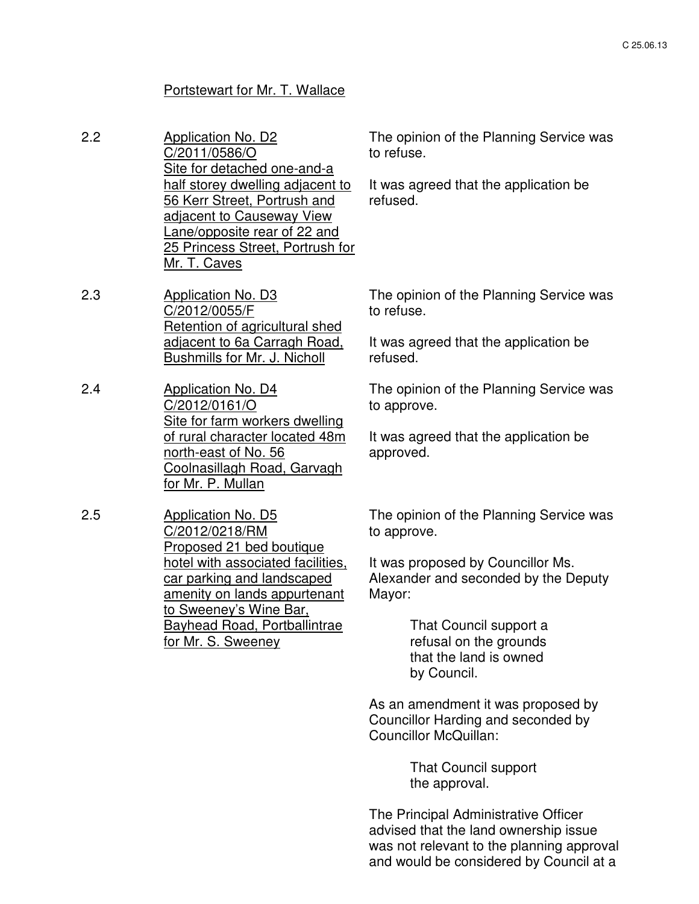Portstewart for Mr. T. Wallace

| | | |
|---|---|---|
| 2.2 | Application No. D2<br>C/2011/0586/O<br>Site for detached one-and-a half storey dwelling adjacent to 56 Kerr Street, Portrush and adjacent to Causeway View Lane/opposite rear of 22 and 25 Princess Street, Portrush for Mr. T. Caves | The opinion of the Planning Service was to refuse.<br><br>It was agreed that the application be refused. |
| 2.3 | Application No. D3<br>C/2012/0055/F<br>Retention of agricultural shed adjacent to 6a Carragh Road, Bushmills for Mr. J. Nicholl | The opinion of the Planning Service was to refuse.<br><br>It was agreed that the application be refused. |
| 2.4 | Application No. D4<br>C/2012/0161/O<br>Site for farm workers dwelling of rural character located 48m north-east of No. 56 Coolnasillagh Road, Garvagh for Mr. P. Mullan | The opinion of the Planning Service was to approve.<br><br>It was agreed that the application be approved. |
| 2.5 | Application No. D5<br>C/2012/0218/RM<br>Proposed 21 bed boutique hotel with associated facilities, car parking and landscaped amenity on lands appurtenant to Sweeney's Wine Bar, Bayhead Road, Portballintrae for Mr. S. Sweeney | The opinion of the Planning Service was to approve.<br><br>It was proposed by Councillor Ms. Alexander and seconded by the Deputy Mayor:<br><br>That Council support a refusal on the grounds that the land is owned by Council.<br><br>As an amendment it was proposed by Councillor Harding and seconded by Councillor McQuillan:<br><br>That Council support the approval.<br><br>The Principal Administrative Officer advised that the land ownership issue was not relevant to the planning approval and would be considered by Council at a |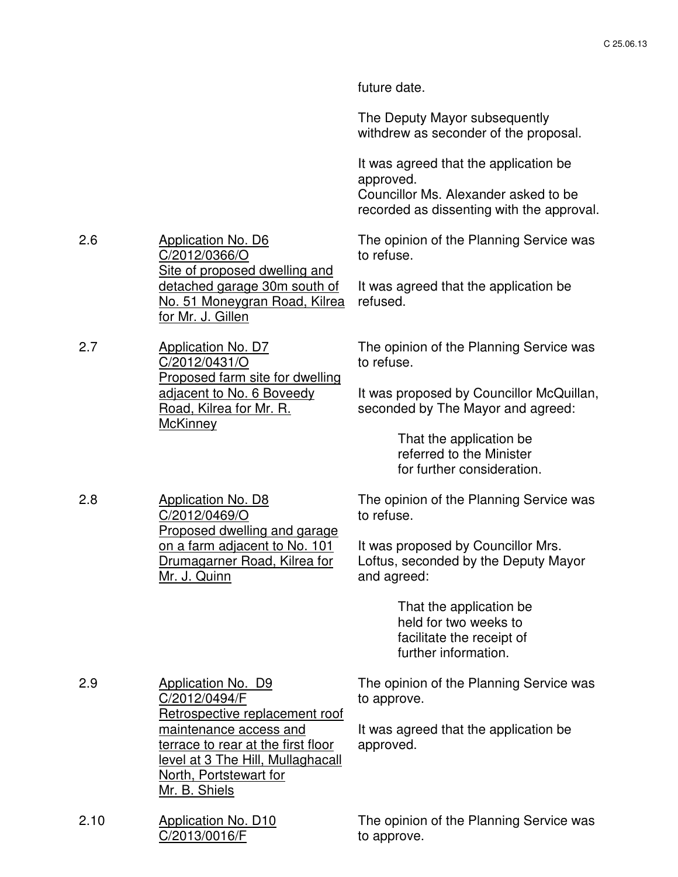future date.

The Deputy Mayor subsequently withdrew as seconder of the proposal.

It was agreed that the application be approved.
Councillor Ms. Alexander asked to be recorded as dissenting with the approval.

2.6 <u>Application No. D6 C/2012/0366/O Site of proposed dwelling and detached garage 30m south of No. 51 Moneygran Road, Kilrea for Mr. J. Gillen</u>

The opinion of the Planning Service was to refuse.

It was agreed that the application be refused.

2.7 <u>Application No. D7 C/2012/0431/O Proposed farm site for dwelling adjacent to No. 6 Boveedy Road, Kilrea for Mr. R. McKinney</u>

The opinion of the Planning Service was to refuse.

It was proposed by Councillor McQuillan, seconded by The Mayor and agreed:

> That the application be referred to the Minister for further consideration.

2.8 <u>Application No. D8 C/2012/0469/O Proposed dwelling and garage on a farm adjacent to No. 101 Drumagarner Road, Kilrea for Mr. J. Quinn</u>

The opinion of the Planning Service was to refuse.

It was proposed by Councillor Mrs. Loftus, seconded by the Deputy Mayor and agreed:

> That the application be held for two weeks to facilitate the receipt of further information.

2.9 <u>Application No. D9 C/2012/0494/F Retrospective replacement roof maintenance access and terrace to rear at the first floor level at 3 The Hill, Mullaghacall North, Portstewart for Mr. B. Shiels</u>

The opinion of the Planning Service was to approve.

It was agreed that the application be approved.

2.10 <u>Application No. D10 C/2013/0016/F</u>

The opinion of the Planning Service was to approve.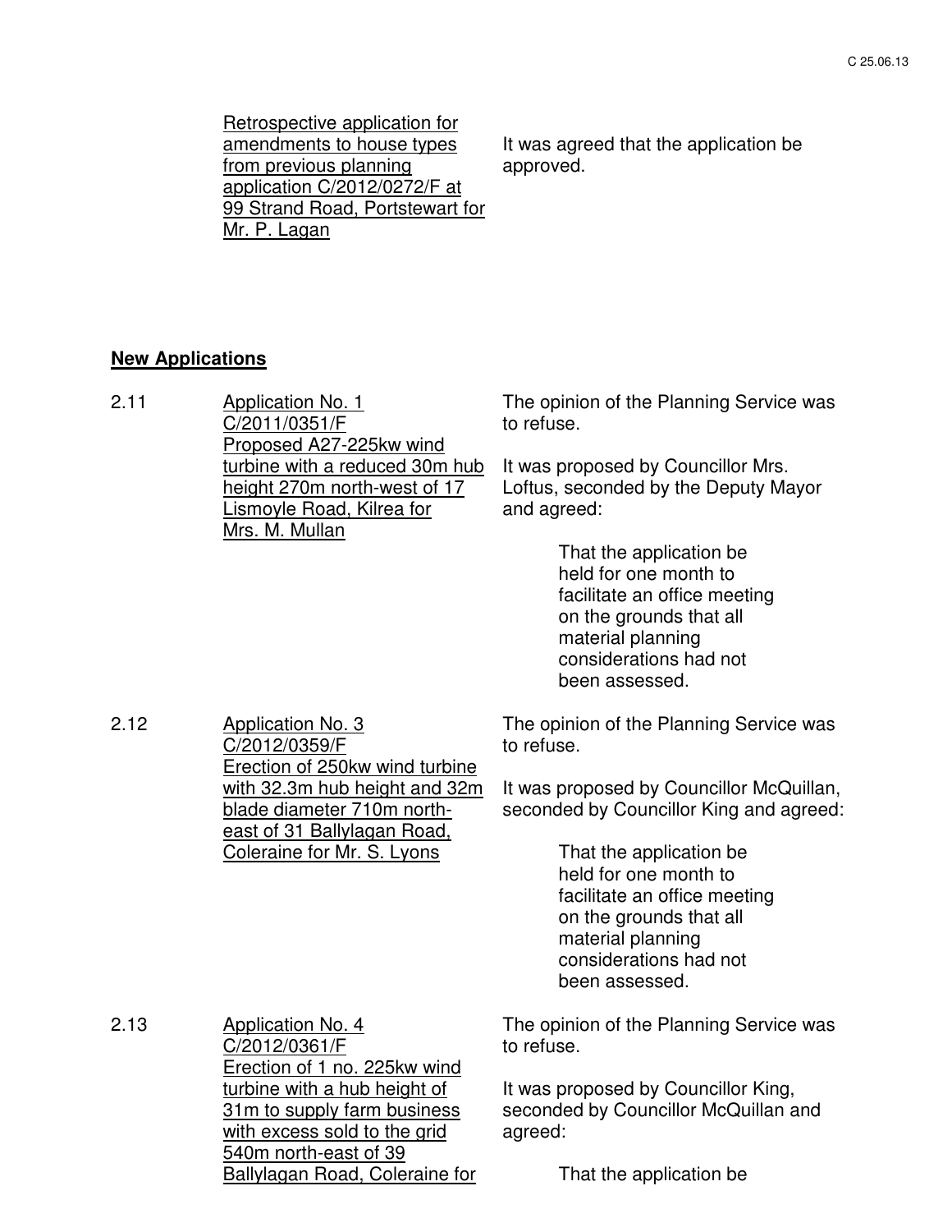| | | |
|---|---|---|
| | <u>Retrospective application for amendments to house types from previous planning application C/2012/0272/F at 99 Strand Road, Portstewart for Mr. P. Lagan</u> | It was agreed that the application be approved. |

**<u>New Applications</u>**

| | | |
|---|---|---|
| 2.11 | <u>Application No. 1</u><br><u>C/2011/0351/F</u><br><u>Proposed A27-225kw wind turbine with a reduced 30m hub height 270m north-west of 17 Lismoyle Road, Kilrea for Mrs. M. Mullan</u> | The opinion of the Planning Service was to refuse.<br><br>It was proposed by Councillor Mrs. Loftus, seconded by the Deputy Mayor and agreed:<br><br>That the application be held for one month to facilitate an office meeting on the grounds that all material planning considerations had not been assessed. |
| 2.12 | <u>Application No. 3</u><br><u>C/2012/0359/F</u><br><u>Erection of 250kw wind turbine with 32.3m hub height and 32m blade diameter 710m north-east of 31 Ballylagan Road, Coleraine for Mr. S. Lyons</u> | The opinion of the Planning Service was to refuse.<br><br>It was proposed by Councillor McQuillan, seconded by Councillor King and agreed:<br><br>That the application be held for one month to facilitate an office meeting on the grounds that all material planning considerations had not been assessed. |
| 2.13 | <u>Application No. 4</u><br><u>C/2012/0361/F</u><br><u>Erection of 1 no. 225kw wind turbine with a hub height of 31m to supply farm business with excess sold to the grid 540m north-east of 39 Ballylagan Road, Coleraine for</u> | The opinion of the Planning Service was to refuse.<br><br>It was proposed by Councillor King, seconded by Councillor McQuillan and agreed:<br><br>That the application be |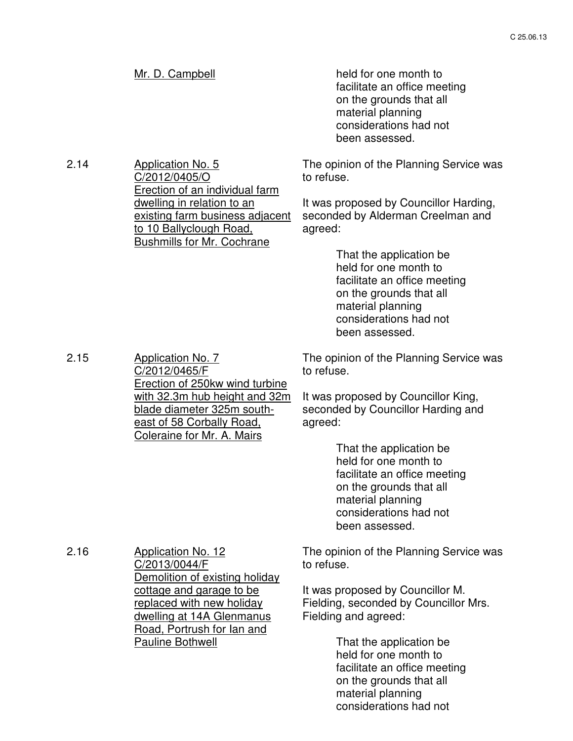Mr. D. Campbell

held for one month to facilitate an office meeting on the grounds that all material planning considerations had not been assessed.

2.14 **Application No. 5**
C/2012/0405/O
Erection of an individual farm dwelling in relation to an existing farm business adjacent to 10 Ballyclough Road, Bushmills for Mr. Cochrane

The opinion of the Planning Service was to refuse.

It was proposed by Councillor Harding, seconded by Alderman Creelman and agreed:

> That the application be held for one month to facilitate an office meeting on the grounds that all material planning considerations had not been assessed.

2.15 **Application No. 7**
C/2012/0465/F
Erection of 250kw wind turbine with 32.3m hub height and 32m blade diameter 325m south-east of 58 Corbally Road, Coleraine for Mr. A. Mairs

The opinion of the Planning Service was to refuse.

It was proposed by Councillor King, seconded by Councillor Harding and agreed:

> That the application be held for one month to facilitate an office meeting on the grounds that all material planning considerations had not been assessed.

2.16 **Application No. 12**
C/2013/0044/F
Demolition of existing holiday cottage and garage to be replaced with new holiday dwelling at 14A Glenmanus Road, Portrush for Ian and Pauline Bothwell

The opinion of the Planning Service was to refuse.

It was proposed by Councillor M. Fielding, seconded by Councillor Mrs. Fielding and agreed:

> That the application be held for one month to facilitate an office meeting on the grounds that all material planning considerations had not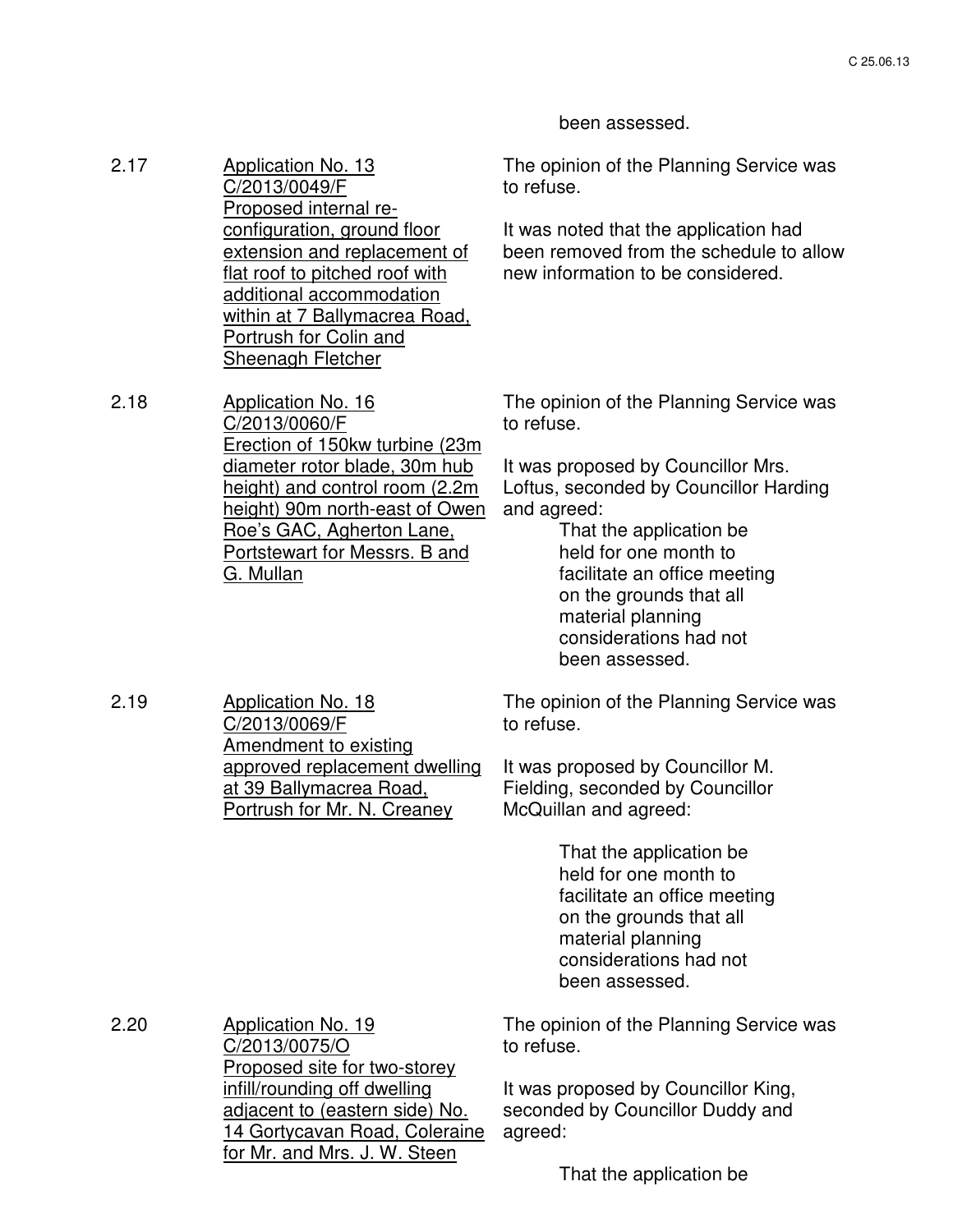been assessed.

2.17 **Application No. 13**
**C/2013/0049/F**
**Proposed internal re-configuration, ground floor extension and replacement of flat roof to pitched roof with additional accommodation within at 7 Ballymacrea Road, Portrush for Colin and Sheenagh Fletcher**

The opinion of the Planning Service was to refuse.

It was noted that the application had been removed from the schedule to allow new information to be considered.

2.18 **Application No. 16**
**C/2013/0060/F**
**Erection of 150kw turbine (23m diameter rotor blade, 30m hub height) and control room (2.2m height) 90m north-east of Owen Roe's GAC, Agherton Lane, Portstewart for Messrs. B and G. Mullan**

The opinion of the Planning Service was to refuse.

It was proposed by Councillor Mrs. Loftus, seconded by Councillor Harding and agreed:

> That the application be held for one month to facilitate an office meeting on the grounds that all material planning considerations had not been assessed.

2.19 **Application No. 18**
**C/2013/0069/F**
**Amendment to existing approved replacement dwelling at 39 Ballymacrea Road, Portrush for Mr. N. Creaney**

The opinion of the Planning Service was to refuse.

It was proposed by Councillor M. Fielding, seconded by Councillor McQuillan and agreed:

> That the application be held for one month to facilitate an office meeting on the grounds that all material planning considerations had not been assessed.

2.20 **Application No. 19**
**C/2013/0075/O**
**Proposed site for two-storey infill/rounding off dwelling adjacent to (eastern side) No. 14 Gortycavan Road, Coleraine for Mr. and Mrs. J. W. Steen**

The opinion of the Planning Service was to refuse.

It was proposed by Councillor King, seconded by Councillor Duddy and agreed:

> That the application be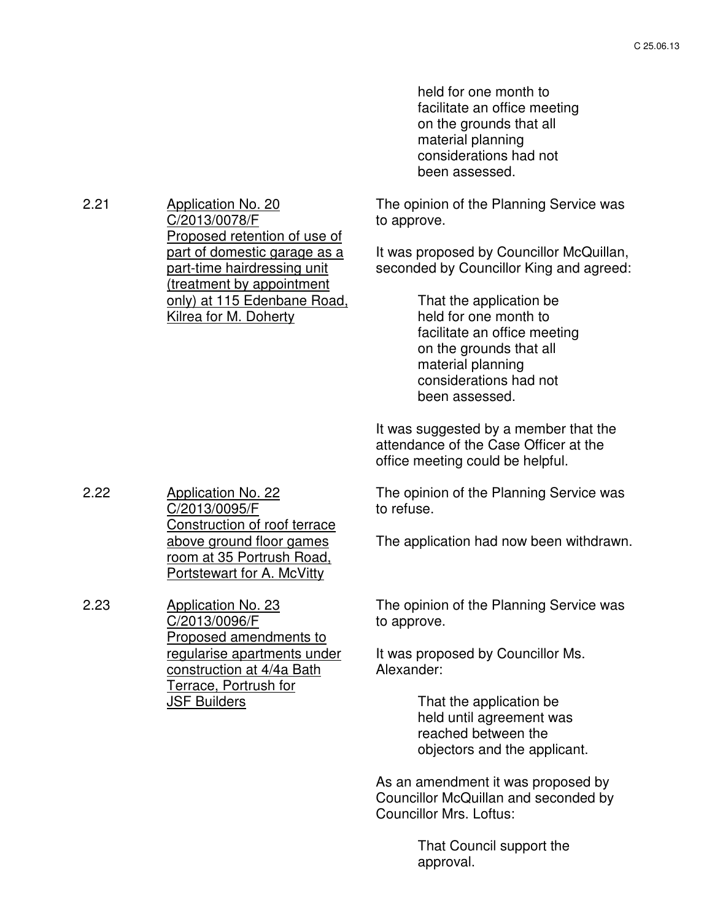> held for one month to facilitate an office meeting on the grounds that all material planning considerations had not been assessed.

**2.21** <u>Application No. 20 C/2013/0078/F Proposed retention of use of part of domestic garage as a part-time hairdressing unit (treatment by appointment only) at 115 Edenbane Road, Kilrea for M. Doherty</u>

The opinion of the Planning Service was to approve.

It was proposed by Councillor McQuillan, seconded by Councillor King and agreed:

> That the application be held for one month to facilitate an office meeting on the grounds that all material planning considerations had not been assessed.

It was suggested by a member that the attendance of the Case Officer at the office meeting could be helpful.

**2.22** <u>Application No. 22 C/2013/0095/F Construction of roof terrace above ground floor games room at 35 Portrush Road, Portstewart for A. McVitty</u>

The opinion of the Planning Service was to refuse.

The application had now been withdrawn.

**2.23** <u>Application No. 23 C/2013/0096/F Proposed amendments to regularise apartments under construction at 4/4a Bath Terrace, Portrush for JSF Builders</u>

The opinion of the Planning Service was to approve.

It was proposed by Councillor Ms. Alexander:

> That the application be held until agreement was reached between the objectors and the applicant.

As an amendment it was proposed by Councillor McQuillan and seconded by Councillor Mrs. Loftus:

> That Council support the approval.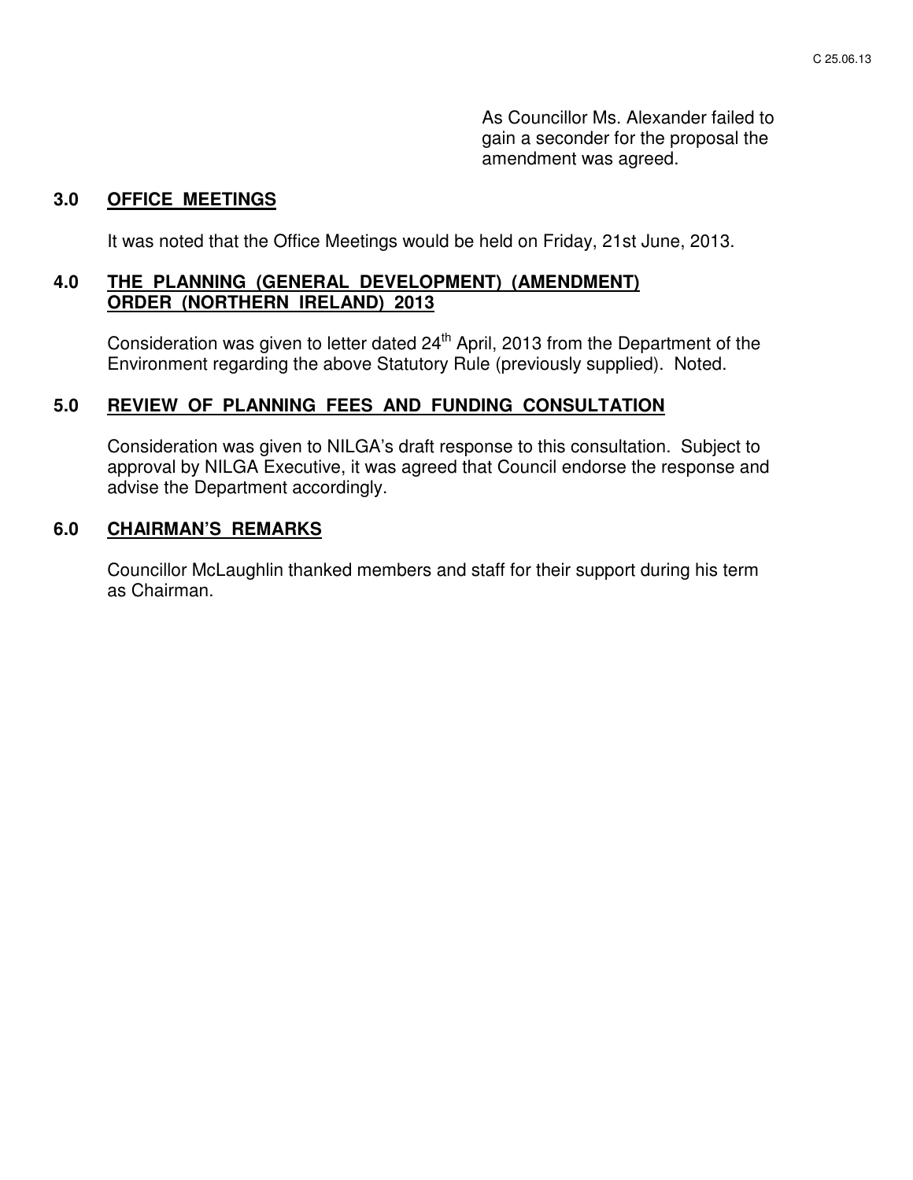As Councillor Ms. Alexander failed to gain a seconder for the proposal the amendment was agreed.

## 3.0 OFFICE MEETINGS

It was noted that the Office Meetings would be held on Friday, 21st June, 2013.

## 4.0 THE PLANNING (GENERAL DEVELOPMENT) (AMENDMENT) ORDER (NORTHERN IRELAND) 2013

Consideration was given to letter dated 24th April, 2013 from the Department of the Environment regarding the above Statutory Rule (previously supplied). Noted.

## 5.0 REVIEW OF PLANNING FEES AND FUNDING CONSULTATION

Consideration was given to NILGA's draft response to this consultation. Subject to approval by NILGA Executive, it was agreed that Council endorse the response and advise the Department accordingly.

## 6.0 CHAIRMAN'S REMARKS

Councillor McLaughlin thanked members and staff for their support during his term as Chairman.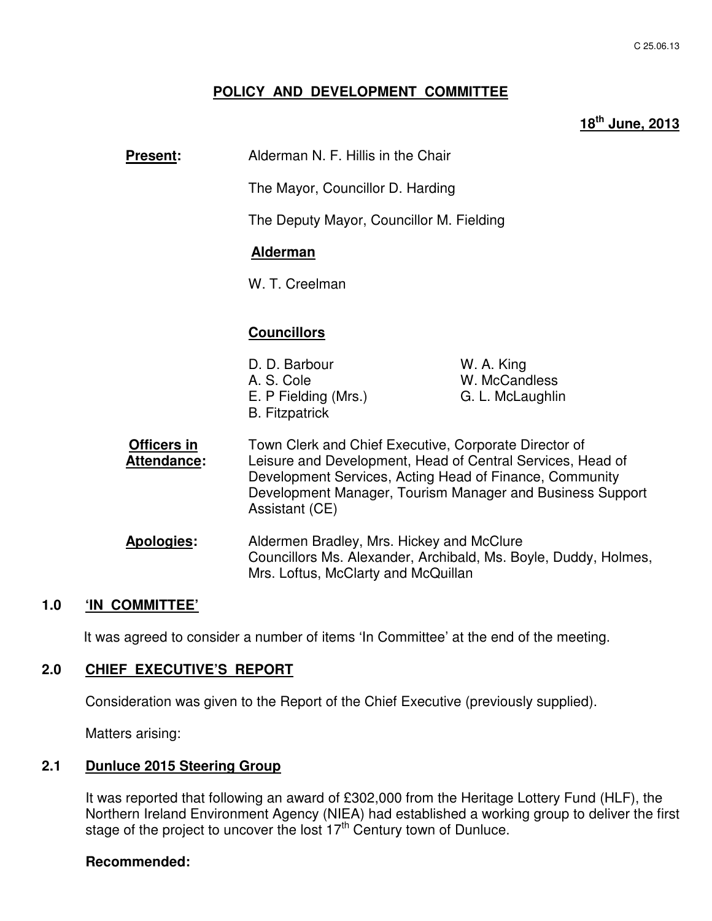C 25.06.13

## POLICY AND DEVELOPMENT COMMITTEE

**18th June, 2013**

**Present:** Alderman N. F. Hillis in the Chair

The Mayor, Councillor D. Harding

The Deputy Mayor, Councillor M. Fielding

**Alderman**

W. T. Creelman

**Councillors**

D. D. Barbour
A. S. Cole
E. P Fielding (Mrs.)
B. Fitzpatrick
W. A. King
W. McCandless
G. L. McLaughlin

**Officers in Attendance:** Town Clerk and Chief Executive, Corporate Director of Leisure and Development, Head of Central Services, Head of Development Services, Acting Head of Finance, Community Development Manager, Tourism Manager and Business Support Assistant (CE)

**Apologies:** Aldermen Bradley, Mrs. Hickey and McClure
Councillors Ms. Alexander, Archibald, Ms. Boyle, Duddy, Holmes, Mrs. Loftus, McClarty and McQuillan

### 1.0 'IN COMMITTEE'

It was agreed to consider a number of items 'In Committee' at the end of the meeting.

### 2.0 CHIEF EXECUTIVE'S REPORT

Consideration was given to the Report of the Chief Executive (previously supplied).

Matters arising:

### 2.1 Dunluce 2015 Steering Group

It was reported that following an award of £302,000 from the Heritage Lottery Fund (HLF), the Northern Ireland Environment Agency (NIEA) had established a working group to deliver the first stage of the project to uncover the lost 17th Century town of Dunluce.

**Recommended:**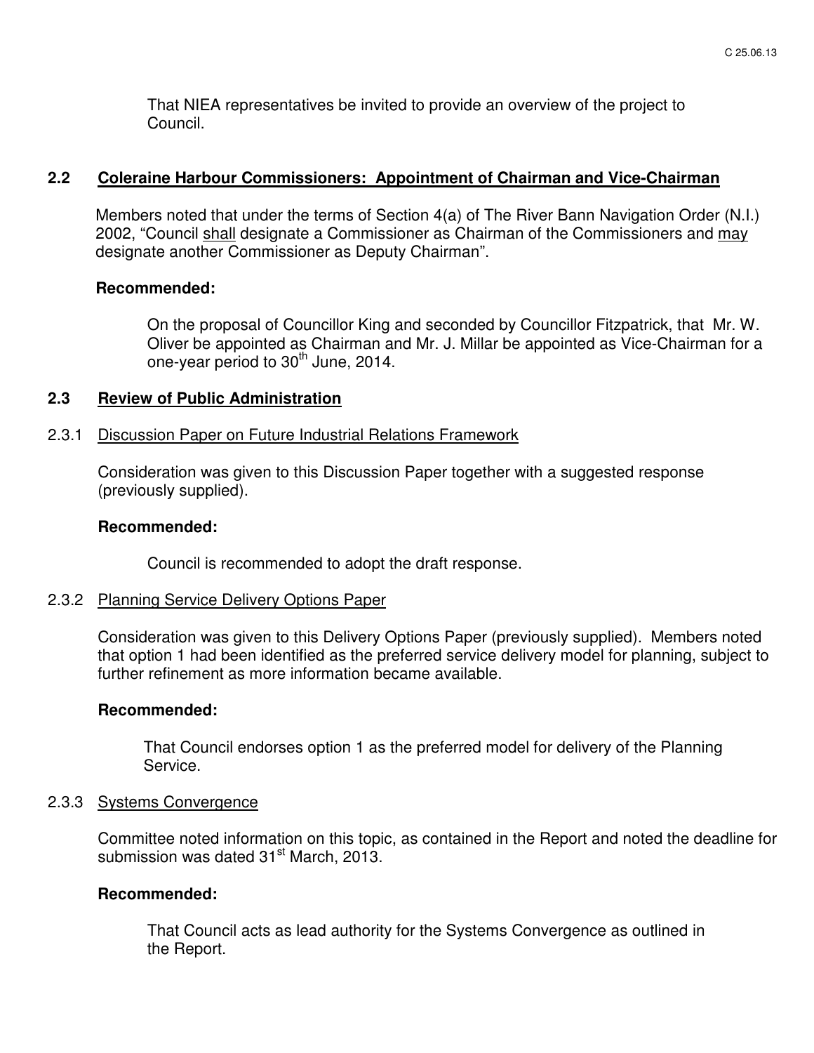That NIEA representatives be invited to provide an overview of the project to Council.

### 2.2 Coleraine Harbour Commissioners: Appointment of Chairman and Vice-Chairman

Members noted that under the terms of Section 4(a) of The River Bann Navigation Order (N.I.) 2002, "Council shall designate a Commissioner as Chairman of the Commissioners and may designate another Commissioner as Deputy Chairman".

**Recommended:**

On the proposal of Councillor King and seconded by Councillor Fitzpatrick, that Mr. W. Oliver be appointed as Chairman and Mr. J. Millar be appointed as Vice-Chairman for a one-year period to 30th June, 2014.

### 2.3 Review of Public Administration

2.3.1 Discussion Paper on Future Industrial Relations Framework

Consideration was given to this Discussion Paper together with a suggested response (previously supplied).

**Recommended:**

Council is recommended to adopt the draft response.

2.3.2 Planning Service Delivery Options Paper

Consideration was given to this Delivery Options Paper (previously supplied). Members noted that option 1 had been identified as the preferred service delivery model for planning, subject to further refinement as more information became available.

**Recommended:**

That Council endorses option 1 as the preferred model for delivery of the Planning Service.

2.3.3 Systems Convergence

Committee noted information on this topic, as contained in the Report and noted the deadline for submission was dated 31st March, 2013.

**Recommended:**

That Council acts as lead authority for the Systems Convergence as outlined in the Report.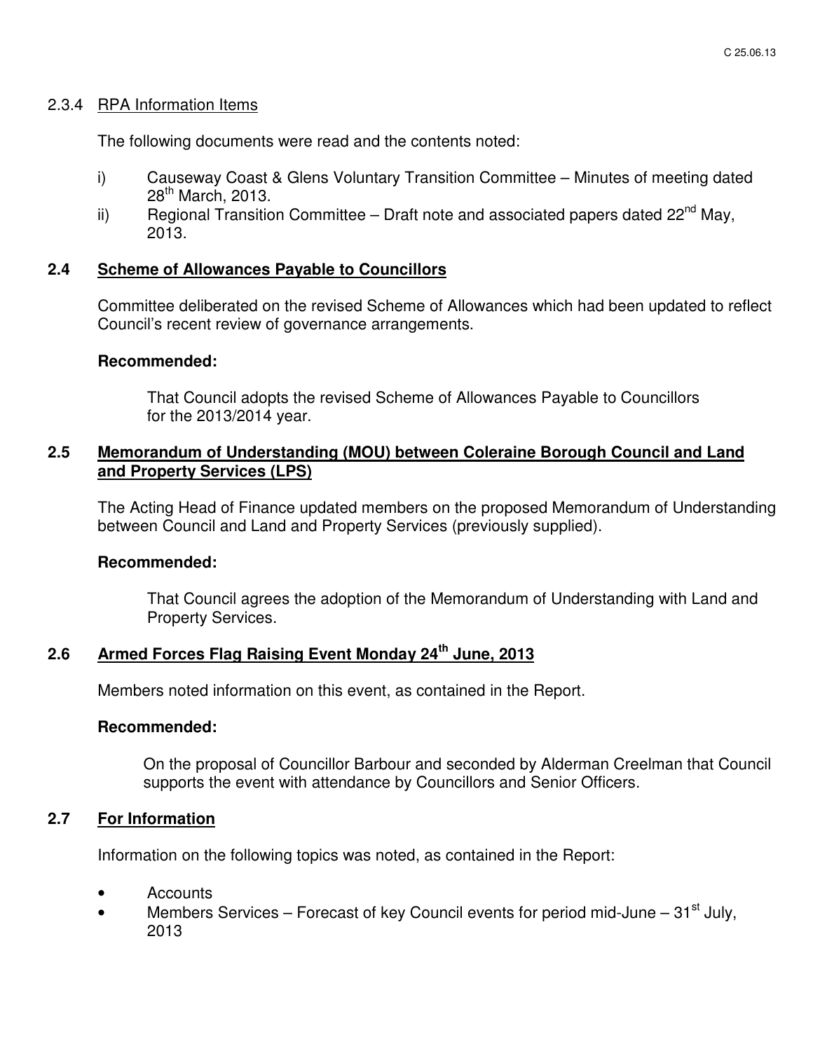2.3.4 RPA Information Items

The following documents were read and the contents noted:

i) Causeway Coast & Glens Voluntary Transition Committee – Minutes of meeting dated 28th March, 2013.

ii) Regional Transition Committee – Draft note and associated papers dated 22nd May, 2013.

### 2.4 Scheme of Allowances Payable to Councillors

Committee deliberated on the revised Scheme of Allowances which had been updated to reflect Council's recent review of governance arrangements.

**Recommended:**

That Council adopts the revised Scheme of Allowances Payable to Councillors for the 2013/2014 year.

### 2.5 Memorandum of Understanding (MOU) between Coleraine Borough Council and Land and Property Services (LPS)

The Acting Head of Finance updated members on the proposed Memorandum of Understanding between Council and Land and Property Services (previously supplied).

**Recommended:**

That Council agrees the adoption of the Memorandum of Understanding with Land and Property Services.

### 2.6 Armed Forces Flag Raising Event Monday 24th June, 2013

Members noted information on this event, as contained in the Report.

**Recommended:**

On the proposal of Councillor Barbour and seconded by Alderman Creelman that Council supports the event with attendance by Councillors and Senior Officers.

### 2.7 For Information

Information on the following topics was noted, as contained in the Report:

- Accounts
- Members Services – Forecast of key Council events for period mid-June – 31st July, 2013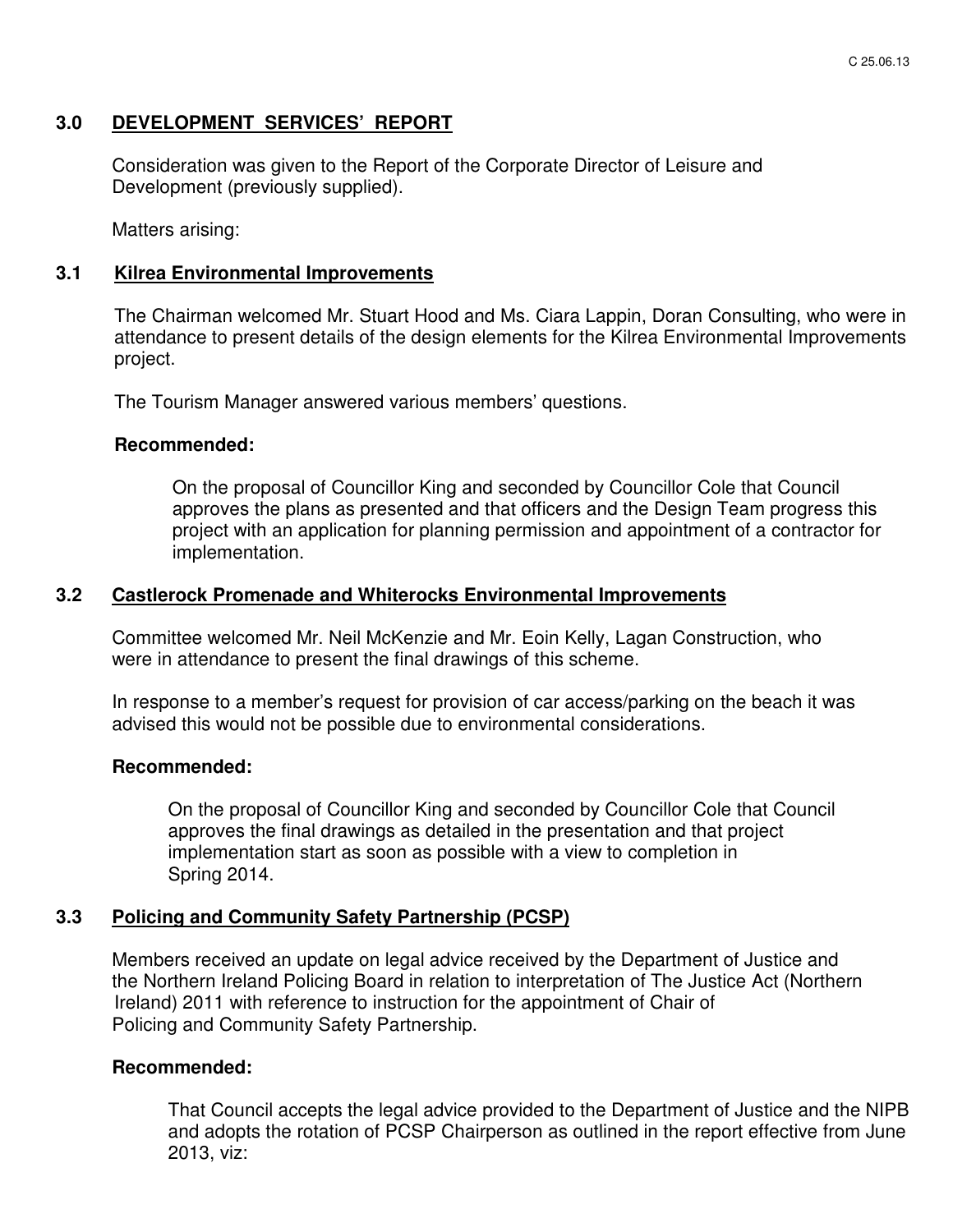## 3.0 DEVELOPMENT SERVICES' REPORT

Consideration was given to the Report of the Corporate Director of Leisure and Development (previously supplied).

Matters arising:

### 3.1 Kilrea Environmental Improvements

The Chairman welcomed Mr. Stuart Hood and Ms. Ciara Lappin, Doran Consulting, who were in attendance to present details of the design elements for the Kilrea Environmental Improvements project.

The Tourism Manager answered various members' questions.

**Recommended:**

On the proposal of Councillor King and seconded by Councillor Cole that Council approves the plans as presented and that officers and the Design Team progress this project with an application for planning permission and appointment of a contractor for implementation.

### 3.2 Castlerock Promenade and Whiterocks Environmental Improvements

Committee welcomed Mr. Neil McKenzie and Mr. Eoin Kelly, Lagan Construction, who were in attendance to present the final drawings of this scheme.

In response to a member's request for provision of car access/parking on the beach it was advised this would not be possible due to environmental considerations.

**Recommended:**

On the proposal of Councillor King and seconded by Councillor Cole that Council approves the final drawings as detailed in the presentation and that project implementation start as soon as possible with a view to completion in Spring 2014.

### 3.3 Policing and Community Safety Partnership (PCSP)

Members received an update on legal advice received by the Department of Justice and the Northern Ireland Policing Board in relation to interpretation of The Justice Act (Northern Ireland) 2011 with reference to instruction for the appointment of Chair of Policing and Community Safety Partnership.

**Recommended:**

That Council accepts the legal advice provided to the Department of Justice and the NIPB and adopts the rotation of PCSP Chairperson as outlined in the report effective from June 2013, viz: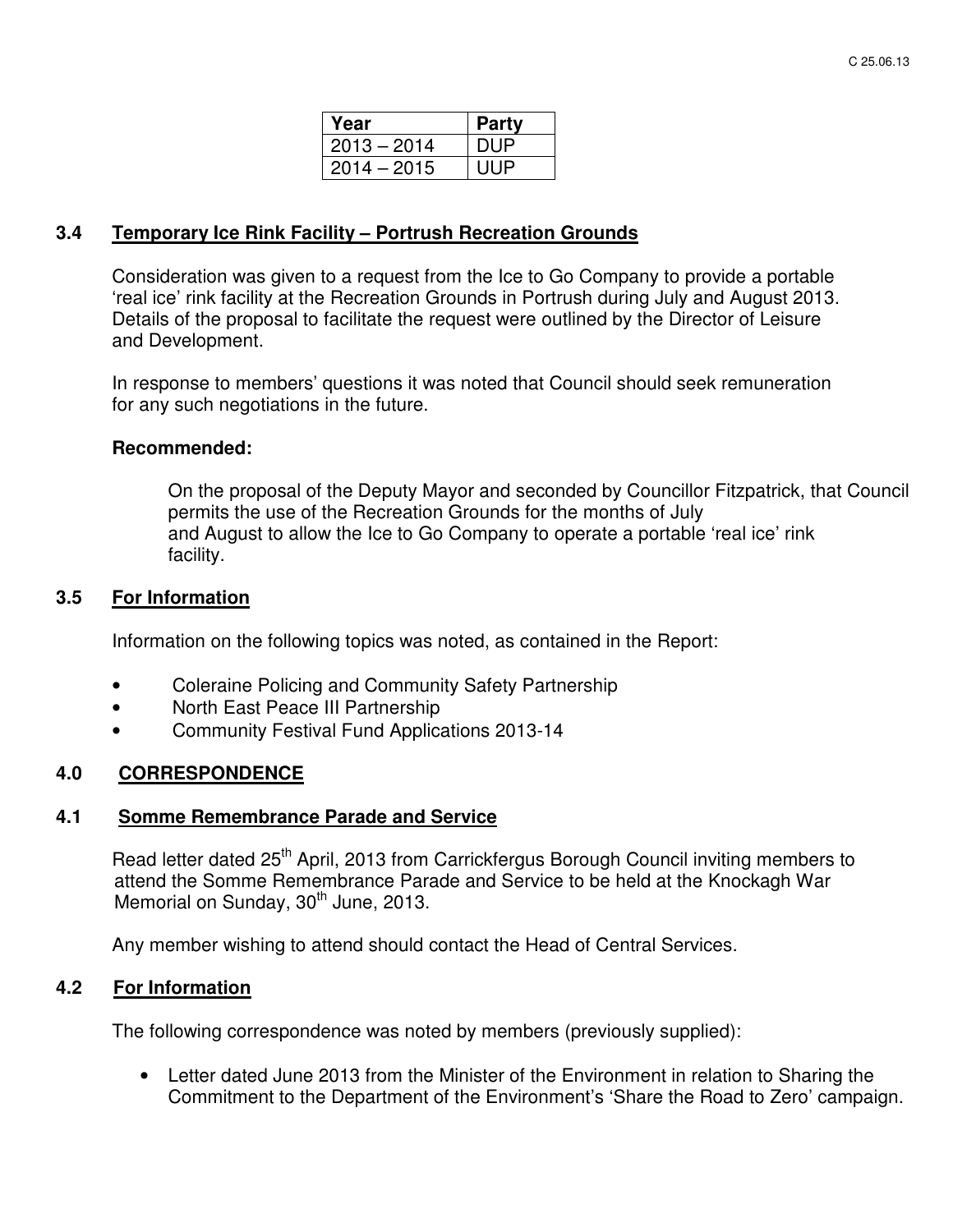| Year | Party |
|---|---|
| 2013 – 2014 | DUP |
| 2014 – 2015 | UUP |

### 3.4 Temporary Ice Rink Facility – Portrush Recreation Grounds

Consideration was given to a request from the Ice to Go Company to provide a portable 'real ice' rink facility at the Recreation Grounds in Portrush during July and August 2013. Details of the proposal to facilitate the request were outlined by the Director of Leisure and Development.

In response to members' questions it was noted that Council should seek remuneration for any such negotiations in the future.

**Recommended:**

On the proposal of the Deputy Mayor and seconded by Councillor Fitzpatrick, that Council permits the use of the Recreation Grounds for the months of July and August to allow the Ice to Go Company to operate a portable 'real ice' rink facility.

### 3.5 For Information

Information on the following topics was noted, as contained in the Report:

- Coleraine Policing and Community Safety Partnership
- North East Peace III Partnership
- Community Festival Fund Applications 2013-14

## 4.0 CORRESPONDENCE

### 4.1 Somme Remembrance Parade and Service

Read letter dated 25th April, 2013 from Carrickfergus Borough Council inviting members to attend the Somme Remembrance Parade and Service to be held at the Knockagh War Memorial on Sunday, 30th June, 2013.

Any member wishing to attend should contact the Head of Central Services.

### 4.2 For Information

The following correspondence was noted by members (previously supplied):

- Letter dated June 2013 from the Minister of the Environment in relation to Sharing the Commitment to the Department of the Environment's 'Share the Road to Zero' campaign.